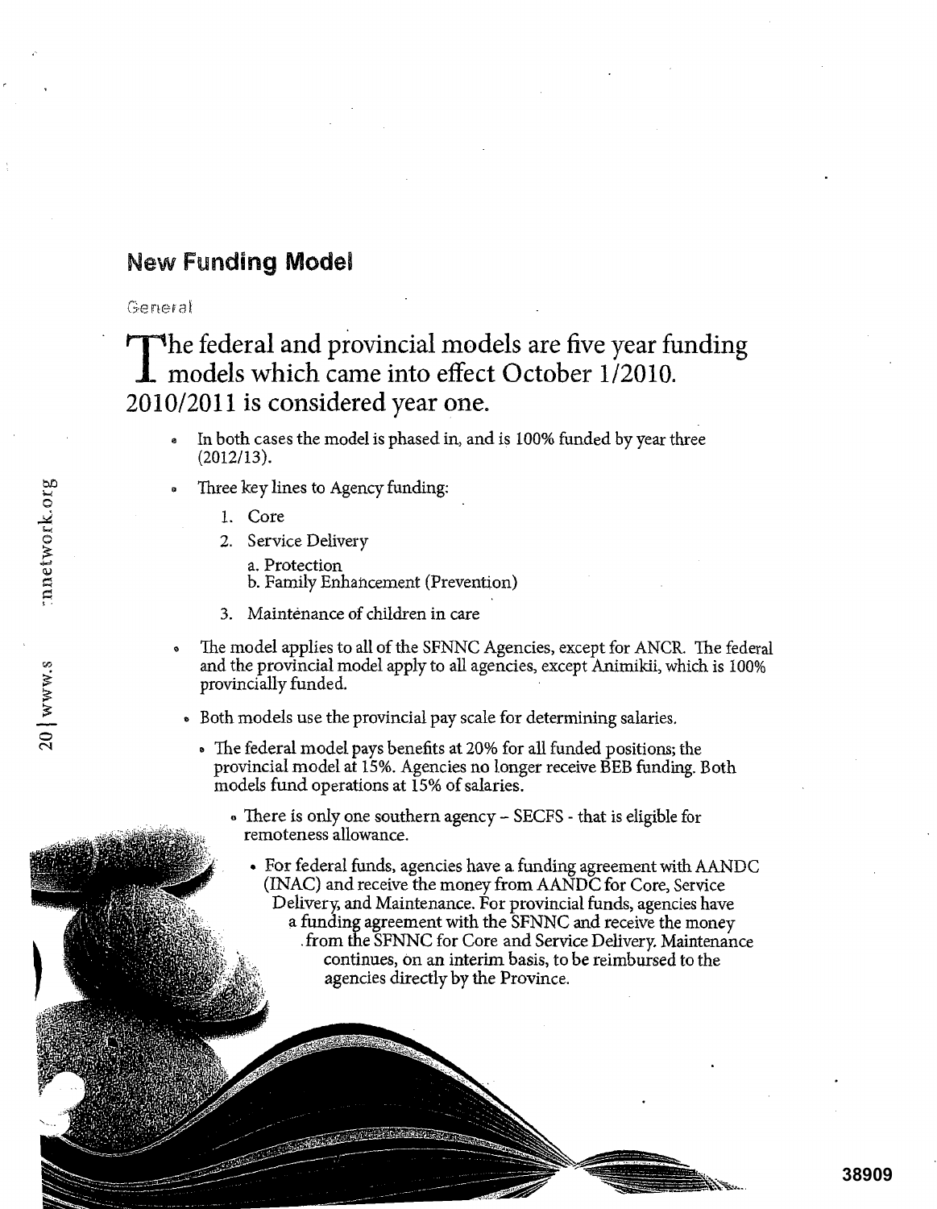## New Funding Model

General

The federal and provincial models are five year funding models which came into effect October 1/2010. 2010/2011 is considered year one.

- In both cases the model is phased in, and is 100% funded by year three (2012/13).
- Three key lines to Agency funding:
  1. Core
  2. Service Delivery
     a. Protection
     b. Family Enhancement (Prevention)
  3. Maintenance of children in care
- The model applies to all of the SFNNC Agencies, except for ANCR. The federal and the provincial model apply to all agencies, except Animikii, which is 100% provincially funded.
- Both models use the provincial pay scale for determining salaries.
- The federal model pays benefits at 20% for all funded positions; the provincial model at 15%. Agencies no longer receive BEB funding. Both models fund operations at 15% of salaries.
- There is only one southern agency – SECFS - that is eligible for remoteness allowance.
- For federal funds, agencies have a funding agreement with AANDC (INAC) and receive the money from AANDC for Core, Service Delivery, and Maintenance. For provincial funds, agencies have a funding agreement with the SFNNC and receive the money from the SFNNC for Core and Service Delivery. Maintenance continues, on an interim basis, to be reimbursed to the agencies directly by the Province.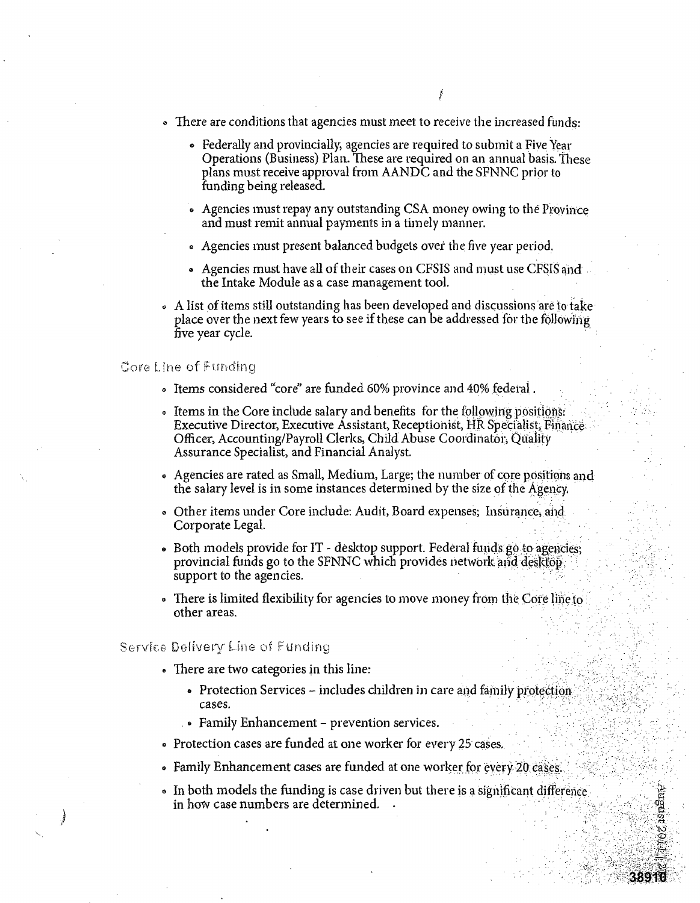- There are conditions that agencies must meet to receive the increased funds:
  - Federally and provincially, agencies are required to submit a Five Year Operations (Business) Plan. These are required on an annual basis. These plans must receive approval from AANDC and the SFNNC prior to funding being released.
  - Agencies must repay any outstanding CSA money owing to the Province and must remit annual payments in a timely manner.
  - Agencies must present balanced budgets over the five year period.
  - Agencies must have all of their cases on CFSIS and must use CFSIS and the Intake Module as a case management tool.
- A list of items still outstanding has been developed and discussions are to take place over the next few years to see if these can be addressed for the following five year cycle.

## Core Line of Funding

- Items considered "core" are funded 60% province and 40% federal .
- Items in the Core include salary and benefits for the following positions: Executive Director, Executive Assistant, Receptionist, HR Specialist, Finance Officer, Accounting/Payroll Clerks, Child Abuse Coordinator, Quality Assurance Specialist, and Financial Analyst.
- Agencies are rated as Small, Medium, Large; the number of core positions and the salary level is in some instances determined by the size of the Agency.
- Other items under Core include: Audit, Board expenses; Insurance, and Corporate Legal.
- Both models provide for IT - desktop support. Federal funds go to agencies; provincial funds go to the SFNNC which provides network and desktop support to the agencies.
- There is limited flexibility for agencies to move money from the Core line to other areas.

## Service Delivery Line of Funding

- There are two categories in this line:
  - Protection Services – includes children in care and family protection cases.
  - Family Enhancement – prevention services.
- Protection cases are funded at one worker for every 25 cases.
- Family Enhancement cases are funded at one worker for every 20 cases.
- In both models the funding is case driven but there is a significant difference in how case numbers are determined.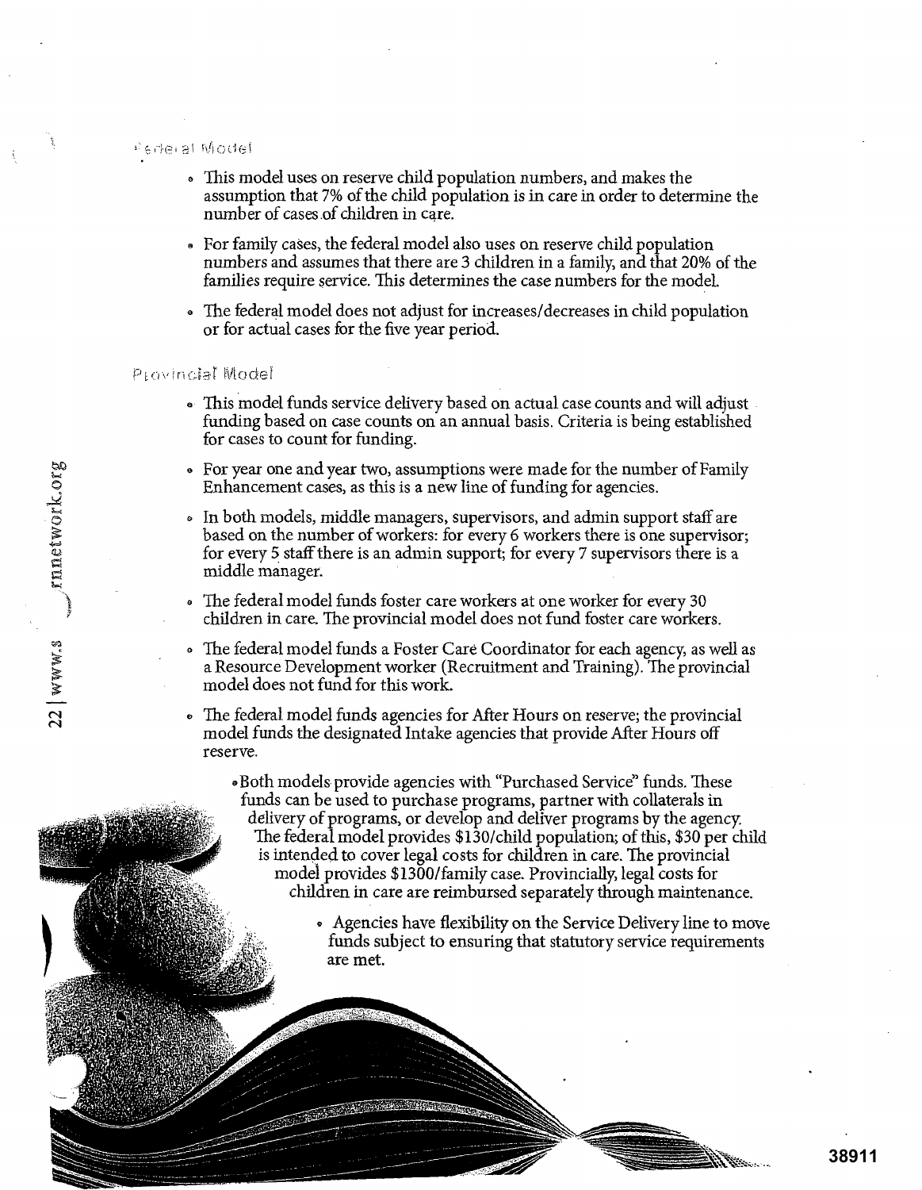### Federal Model

- This model uses on reserve child population numbers, and makes the assumption that 7% of the child population is in care in order to determine the number of cases of children in care.
- For family cases, the federal model also uses on reserve child population numbers and assumes that there are 3 children in a family, and that 20% of the families require service. This determines the case numbers for the model.
- The federal model does not adjust for increases/decreases in child population or for actual cases for the five year period.

### Provincial Model

- This model funds service delivery based on actual case counts and will adjust funding based on case counts on an annual basis. Criteria is being established for cases to count for funding.
- For year one and year two, assumptions were made for the number of Family Enhancement cases, as this is a new line of funding for agencies.
- In both models, middle managers, supervisors, and admin support staff are based on the number of workers: for every 6 workers there is one supervisor; for every 5 staff there is an admin support; for every 7 supervisors there is a middle manager.
- The federal model funds foster care workers at one worker for every 30 children in care. The provincial model does not fund foster care workers.
- The federal model funds a Foster Care Coordinator for each agency, as well as a Resource Development worker (Recruitment and Training). The provincial model does not fund for this work.
- The federal model funds agencies for After Hours on reserve; the provincial model funds the designated Intake agencies that provide After Hours off reserve.
- Both models provide agencies with "Purchased Service" funds. These funds can be used to purchase programs, partner with collaterals in delivery of programs, or develop and deliver programs by the agency. The federal model provides $130/child population; of this, $30 per child is intended to cover legal costs for children in care. The provincial model provides $1300/family case. Provincially, legal costs for children in care are reimbursed separately through maintenance.
- Agencies have flexibility on the Service Delivery line to move funds subject to ensuring that statutory service requirements are met.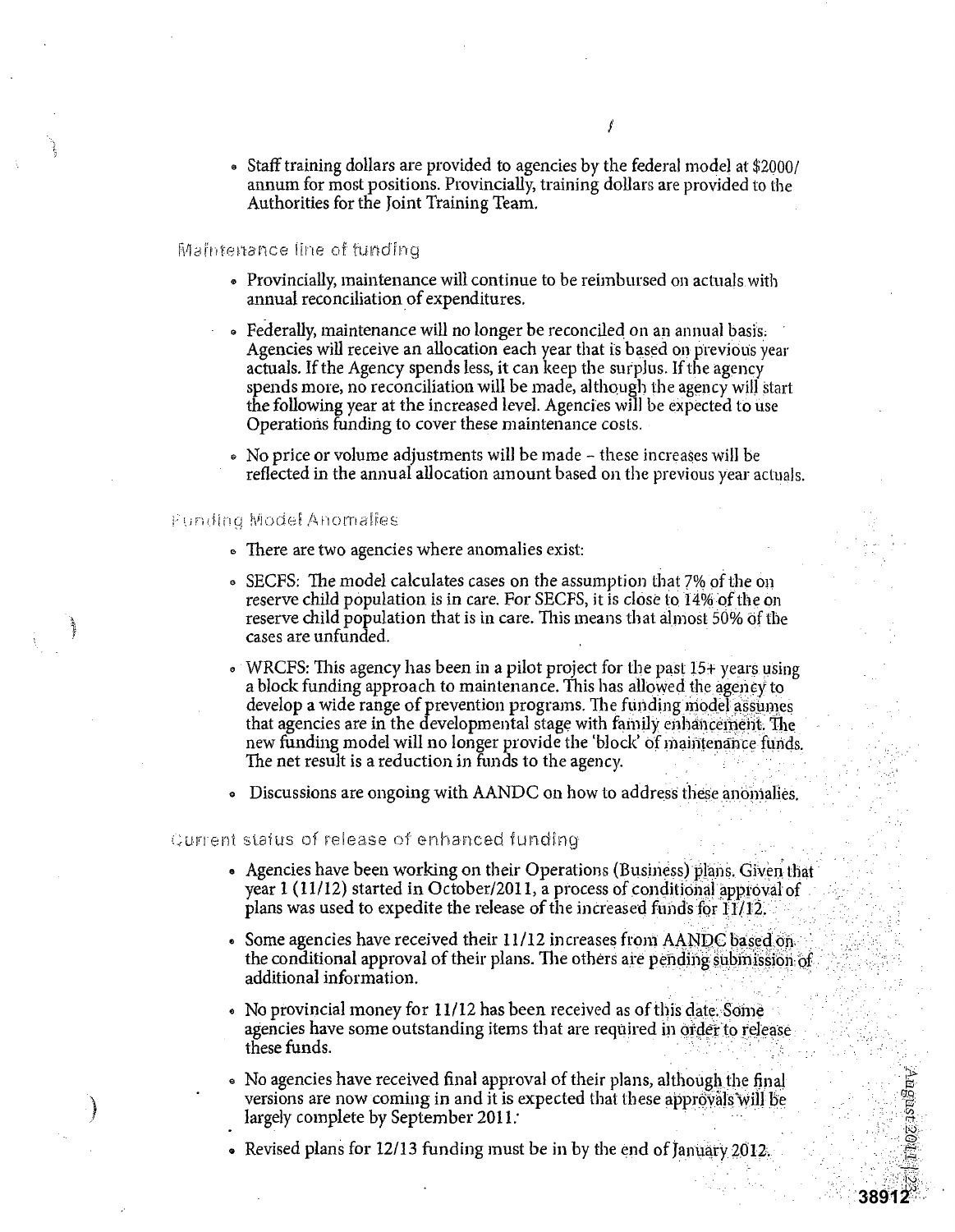- Staff training dollars are provided to agencies by the federal model at $2000/ annum for most positions. Provincially, training dollars are provided to the Authorities for the Joint Training Team.

### Maintenance line of funding

- Provincially, maintenance will continue to be reimbursed on actuals with annual reconciliation of expenditures.
- Federally, maintenance will no longer be reconciled on an annual basis. Agencies will receive an allocation each year that is based on previous year actuals. If the Agency spends less, it can keep the surplus. If the agency spends more, no reconciliation will be made, although the agency will start the following year at the increased level. Agencies will be expected to use Operations funding to cover these maintenance costs.
- No price or volume adjustments will be made – these increases will be reflected in the annual allocation amount based on the previous year actuals.

### Funding Model Anomalies

- There are two agencies where anomalies exist:
- SECFS: The model calculates cases on the assumption that 7% of the on reserve child population is in care. For SECFS, it is close to 14% of the on reserve child population that is in care. This means that almost 50% of the cases are unfunded.
- WRCFS: This agency has been in a pilot project for the past 15+ years using a block funding approach to maintenance. This has allowed the agency to develop a wide range of prevention programs. The funding model assumes that agencies are in the developmental stage with family enhancement. The new funding model will no longer provide the 'block' of maintenance funds. The net result is a reduction in funds to the agency.
- Discussions are ongoing with AANDC on how to address these anomalies.

### Current status of release of enhanced funding

- Agencies have been working on their Operations (Business) plans. Given that year 1 (11/12) started in October/2011, a process of conditional approval of plans was used to expedite the release of the increased funds for 11/12.
- Some agencies have received their 11/12 increases from AANDC based on the conditional approval of their plans. The others are pending submission of additional information.
- No provincial money for 11/12 has been received as of this date. Some agencies have some outstanding items that are required in order to release these funds.
- No agencies have received final approval of their plans, although the final versions are now coming in and it is expected that these approvals will be largely complete by September 2011.
- Revised plans for 12/13 funding must be in by the end of January 2012.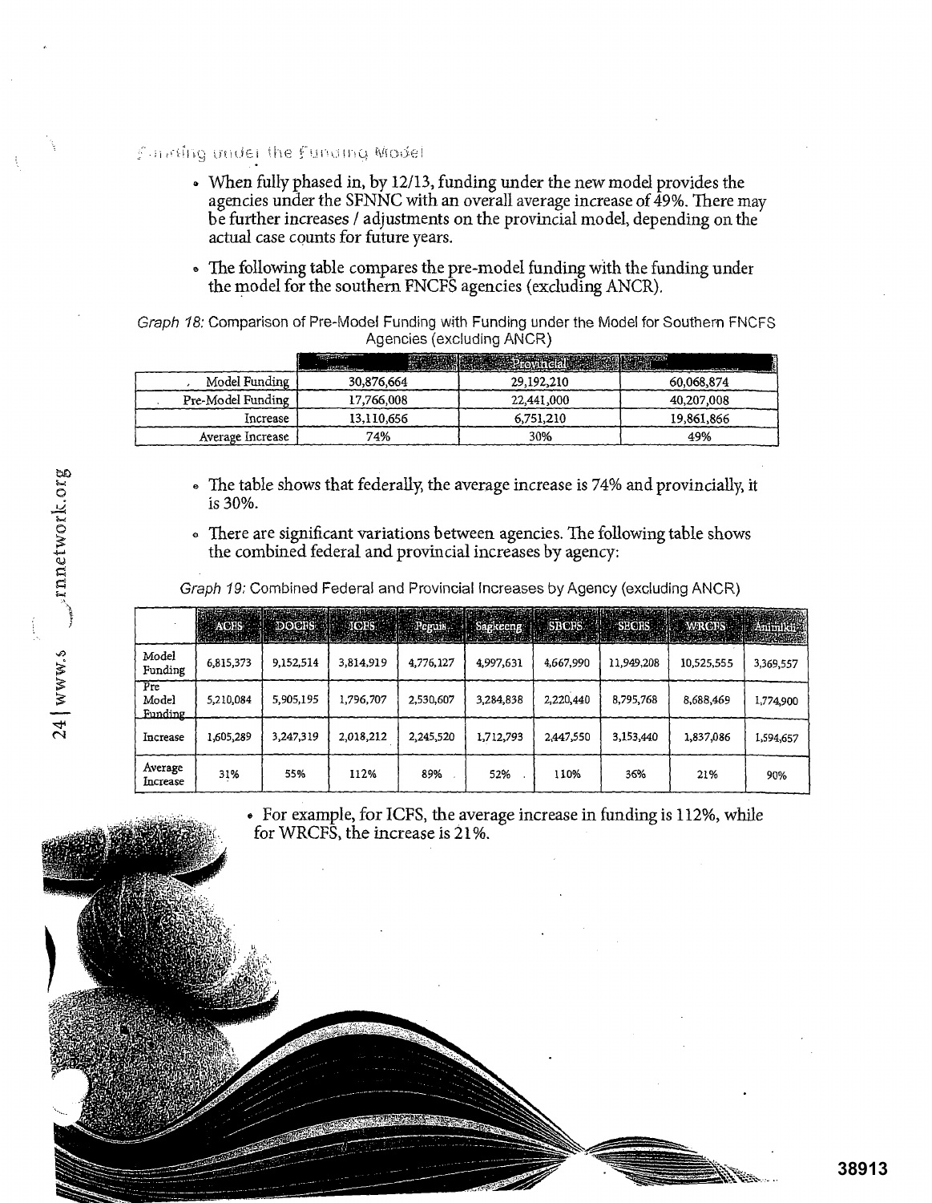## Funding under the Funding Model

- When fully phased in, by 12/13, funding under the new model provides the agencies under the SFNNC with an overall average increase of 49%. There may be further increases / adjustments on the provincial model, depending on the actual case counts for future years.
- The following table compares the pre-model funding with the funding under the model for the southern FNCFS agencies (excluding ANCR).

*Graph 18:* Comparison of Pre-Model Funding with Funding under the Model for Southern FNCFS Agencies (excluding ANCR)

| | Federal | Provincial | Total |
|---|---|---|---|
| Model Funding | 30,876,664 | 29,192,210 | 60,068,874 |
| Pre-Model Funding | 17,766,008 | 22,441,000 | 40,207,008 |
| Increase | 13,110,656 | 6,751,210 | 19,861,866 |
| Average Increase | 74% | 30% | 49% |

- The table shows that federally, the average increase is 74% and provincially, it is 30%.
- There are significant variations between agencies. The following table shows the combined federal and provincial increases by agency:

*Graph 19:* Combined Federal and Provincial Increases by Agency (excluding ANCR)

| | ACFS | DOCFS | ICFS | Peguis | Sagkeeng | SBCFS | SECFS | WRCFS | Animikii |
|---|---|---|---|---|---|---|---|---|---|
| Model Funding | 6,815,373 | 9,152,514 | 3,814,919 | 4,776,127 | 4,997,631 | 4,667,990 | 11,949,208 | 10,525,555 | 3,369,557 |
| Pre Model Funding | 5,210,084 | 5,905,195 | 1,796,707 | 2,530,607 | 3,284,838 | 2,220,440 | 8,795,768 | 8,688,469 | 1,774,900 |
| Increase | 1,605,289 | 3,247,319 | 2,018,212 | 2,245,520 | 1,712,793 | 2,447,550 | 3,153,440 | 1,837,086 | 1,594,657 |
| Average Increase | 31% | 55% | 112% | 89% | 52% | 110% | 36% | 21% | 90% |

- For example, for ICFS, the average increase in funding is 112%, while for WRCFS, the increase is 21%.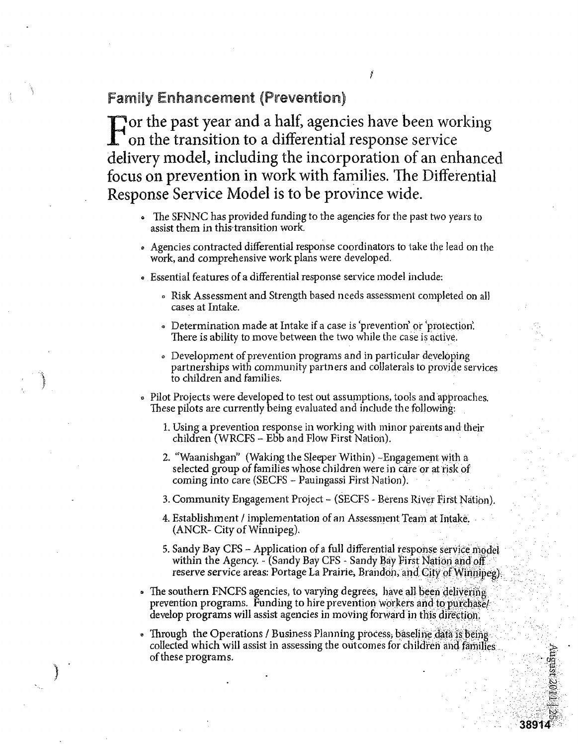## Family Enhancement (Prevention)

For the past year and a half, agencies have been working on the transition to a differential response service delivery model, including the incorporation of an enhanced focus on prevention in work with families. The Differential Response Service Model is to be province wide.

- The SFNNC has provided funding to the agencies for the past two years to assist them in this transition work.
- Agencies contracted differential response coordinators to take the lead on the work, and comprehensive work plans were developed.
- Essential features of a differential response service model include:
  - Risk Assessment and Strength based needs assessment completed on all cases at Intake.
  - Determination made at Intake if a case is 'prevention' or 'protection'. There is ability to move between the two while the case is active.
  - Development of prevention programs and in particular developing partnerships with community partners and collaterals to provide services to children and families.
- Pilot Projects were developed to test out assumptions, tools and approaches. These pilots are currently being evaluated and include the following:
  1. Using a prevention response in working with minor parents and their children (WRCFS – Ebb and Flow First Nation).
  2. "Waanishgan" (Waking the Sleeper Within) –Engagement with a selected group of families whose children were in care or at risk of coming into care (SECFS – Pauingassi First Nation).
  3. Community Engagement Project – (SECFS - Berens River First Nation).
  4. Establishment / implementation of an Assessment Team at Intake. (ANCR- City of Winnipeg).
  5. Sandy Bay CFS – Application of a full differential response service model within the Agency. - (Sandy Bay CFS - Sandy Bay First Nation and off reserve service areas: Portage La Prairie, Brandon, and City of Winnipeg).
- The southern FNCFS agencies, to varying degrees, have all been delivering prevention programs. Funding to hire prevention workers and to purchase/ develop programs will assist agencies in moving forward in this direction.
- Through the Operations / Business Planning process, baseline data is being collected which will assist in assessing the outcomes for children and families of these programs.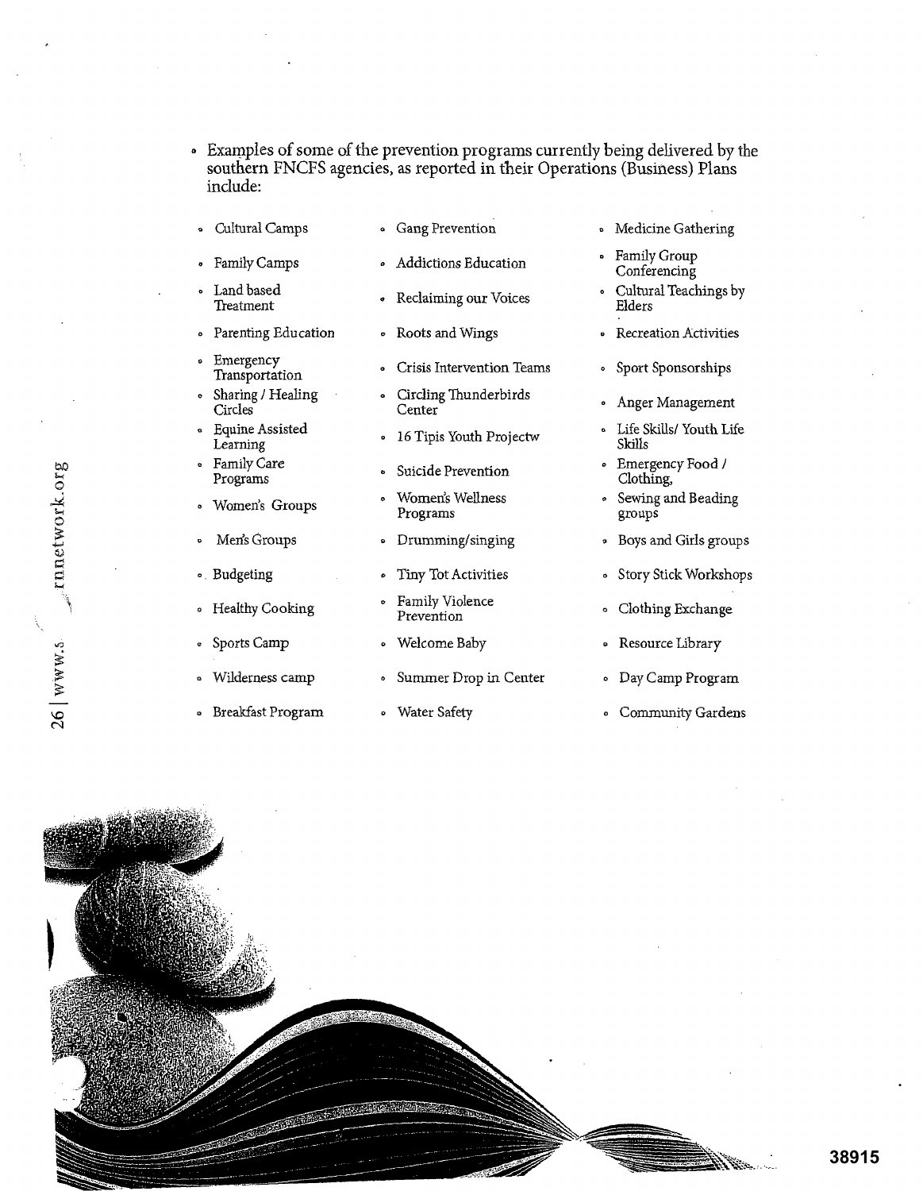- Examples of some of the prevention programs currently being delivered by the southern FNCFS agencies, as reported in their Operations (Business) Plans include:

- Cultural Camps
- Family Camps
- Land based Treatment
- Parenting Education
- Emergency Transportation
- Sharing / Healing Circles
- Equine Assisted Learning
- Family Care Programs
- Women's Groups
- Men's Groups
- Budgeting
- Healthy Cooking
- Sports Camp
- Wilderness camp
- Breakfast Program
- Gang Prevention
- Addictions Education
- Reclaiming our Voices
- Roots and Wings
- Crisis Intervention Teams
- Circling Thunderbirds Center
- 16 Tipis Youth Projectw
- Suicide Prevention
- Women's Wellness Programs
- Drumming/singing
- Tiny Tot Activities
- Family Violence Prevention
- Welcome Baby
- Summer Drop in Center
- Water Safety
- Medicine Gathering
- Family Group Conferencing
- Cultural Teachings by Elders
- Recreation Activities
- Sport Sponsorships
- Anger Management
- Life Skills/ Youth Life Skills
- Emergency Food / Clothing,
- Sewing and Beading groups
- Boys and Girls groups
- Story Stick Workshops
- Clothing Exchange
- Resource Library
- Day Camp Program
- Community Gardens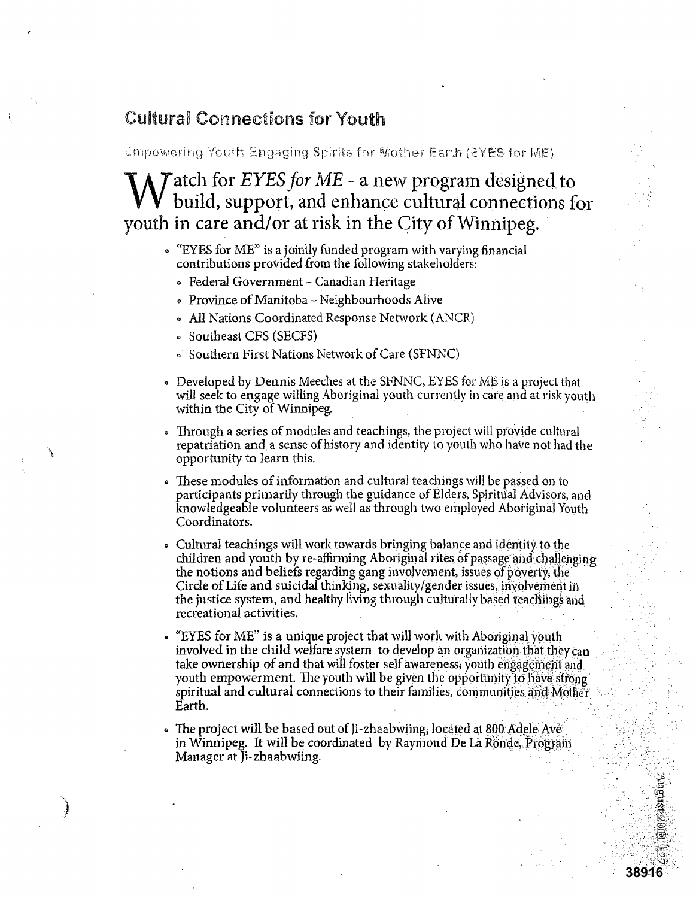## Cultural Connections for Youth

Empowering Youth Engaging Spirits for Mother Earth (EYES for ME)

# Watch for *EYES for ME* - a new program designed to build, support, and enhance cultural connections for youth in care and/or at risk in the City of Winnipeg.

- "EYES for ME" is a jointly funded program with varying financial contributions provided from the following stakeholders:
  - Federal Government – Canadian Heritage
  - Province of Manitoba – Neighbourhoods Alive
  - All Nations Coordinated Response Network (ANCR)
  - Southeast CFS (SECFS)
  - Southern First Nations Network of Care (SFNNC)
- Developed by Dennis Meeches at the SFNNC, EYES for ME is a project that will seek to engage willing Aboriginal youth currently in care and at risk youth within the City of Winnipeg.
- Through a series of modules and teachings, the project will provide cultural repatriation and a sense of history and identity to youth who have not had the opportunity to learn this.
- These modules of information and cultural teachings will be passed on to participants primarily through the guidance of Elders, Spiritual Advisors, and knowledgeable volunteers as well as through two employed Aboriginal Youth Coordinators.
- Cultural teachings will work towards bringing balance and identity to the children and youth by re-affirming Aboriginal rites of passage and challenging the notions and beliefs regarding gang involvement, issues of poverty, the Circle of Life and suicidal thinking, sexuality/gender issues, involvement in the justice system, and healthy living through culturally based teachings and recreational activities.
- "EYES for ME" is a unique project that will work with Aboriginal youth involved in the child welfare system to develop an organization that they can take ownership of and that will foster self awareness, youth engagement and youth empowerment. The youth will be given the opportunity to have strong spiritual and cultural connections to their families, communities and Mother Earth.
- The project will be based out of Ji-zhaabwiing, located at 800 Adele Ave in Winnipeg. It will be coordinated by Raymond De La Ronde, Program Manager at Ji-zhaabwiing.